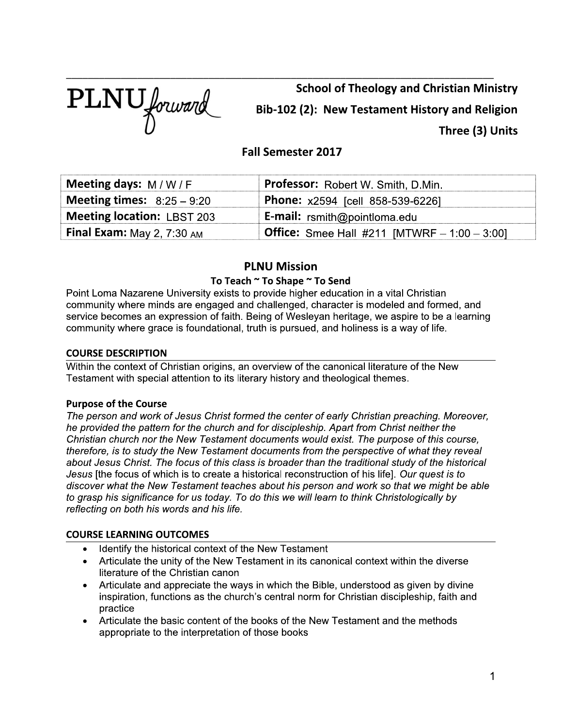PLNU forward

**School of Theology and Christian Ministry**

**Bib-102 (2): New Testament History and Religion**

**Three (3) Units**

**Fall Semester 2017**

| | |
|---|---|
| **Meeting days:** M / W / F | **Professor:** Robert W. Smith, D.Min. |
| **Meeting times:** 8:25 – 9:20 | **Phone:** x2594 [cell 858-539-6226] |
| **Meeting location:** LBST 203 | **E-mail:** rsmith@pointloma.edu |
| **Final Exam:** May 2, 7:30 AM | **Office:** Smee Hall #211 [MTWRF – 1:00 – 3:00] |

## PLNU Mission

**To Teach ~ To Shape ~ To Send**

Point Loma Nazarene University exists to provide higher education in a vital Christian community where minds are engaged and challenged, character is modeled and formed, and service becomes an expression of faith. Being of Wesleyan heritage, we aspire to be a learning community where grace is foundational, truth is pursued, and holiness is a way of life.

### COURSE DESCRIPTION

Within the context of Christian origins, an overview of the canonical literature of the New Testament with special attention to its literary history and theological themes.

#### Purpose of the Course

*The person and work of Jesus Christ formed the center of early Christian preaching. Moreover, he provided the pattern for the church and for discipleship. Apart from Christ neither the Christian church nor the New Testament documents would exist. The purpose of this course, therefore, is to study the New Testament documents from the perspective of what they reveal about Jesus Christ. The focus of this class is broader than the traditional study of the historical Jesus* [the focus of which is to create a historical reconstruction of his life]. *Our quest is to discover what the New Testament teaches about his person and work so that we might be able to grasp his significance for us today. To do this we will learn to think Christologically by reflecting on both his words and his life.*

### COURSE LEARNING OUTCOMES

- Identify the historical context of the New Testament
- Articulate the unity of the New Testament in its canonical context within the diverse literature of the Christian canon
- Articulate and appreciate the ways in which the Bible, understood as given by divine inspiration, functions as the church's central norm for Christian discipleship, faith and practice
- Articulate the basic content of the books of the New Testament and the methods appropriate to the interpretation of those books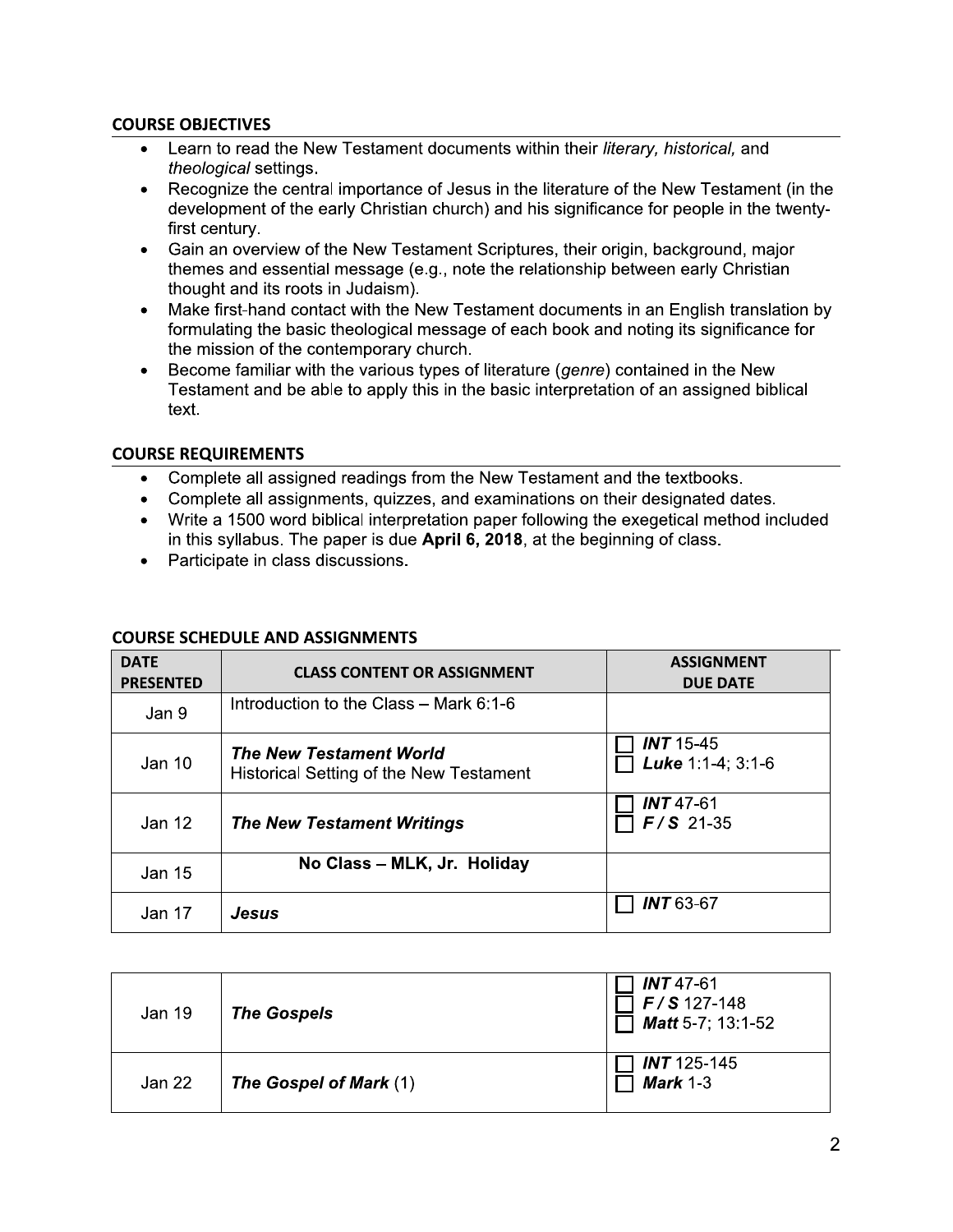## COURSE OBJECTIVES

- Learn to read the New Testament documents within their *literary, historical,* and *theological* settings.
- Recognize the central importance of Jesus in the literature of the New Testament (in the development of the early Christian church) and his significance for people in the twenty-first century.
- Gain an overview of the New Testament Scriptures, their origin, background, major themes and essential message (e.g., note the relationship between early Christian thought and its roots in Judaism).
- Make first-hand contact with the New Testament documents in an English translation by formulating the basic theological message of each book and noting its significance for the mission of the contemporary church.
- Become familiar with the various types of literature (*genre*) contained in the New Testament and be able to apply this in the basic interpretation of an assigned biblical text.

## COURSE REQUIREMENTS

- Complete all assigned readings from the New Testament and the textbooks.
- Complete all assignments, quizzes, and examinations on their designated dates.
- Write a 1500 word biblical interpretation paper following the exegetical method included in this syllabus. The paper is due **April 6, 2018**, at the beginning of class.
- Participate in class discussions.

## COURSE SCHEDULE AND ASSIGNMENTS

| DATE PRESENTED | CLASS CONTENT OR ASSIGNMENT | ASSIGNMENT DUE DATE |
|---|---|---|
| Jan 9 | Introduction to the Class – Mark 6:1-6 | |
| Jan 10 | ***The New Testament World***<br>Historical Setting of the New Testament | ☐ ***INT*** 15-45<br>☐ ***Luke*** 1:1-4; 3:1-6 |
| Jan 12 | ***The New Testament Writings*** | ☐ ***INT*** 47-61<br>☐ ***F / S*** 21-35 |
| Jan 15 | **No Class – MLK, Jr. Holiday** | |
| Jan 17 | ***Jesus*** | ☐ ***INT*** 63-67 |
| Jan 19 | ***The Gospels*** | ☐ ***INT*** 47-61<br>☐ ***F / S*** 127-148<br>☐ ***Matt*** 5-7; 13:1-52 |
| Jan 22 | ***The Gospel of Mark*** (1) | ☐ ***INT*** 125-145<br>☐ ***Mark*** 1-3 |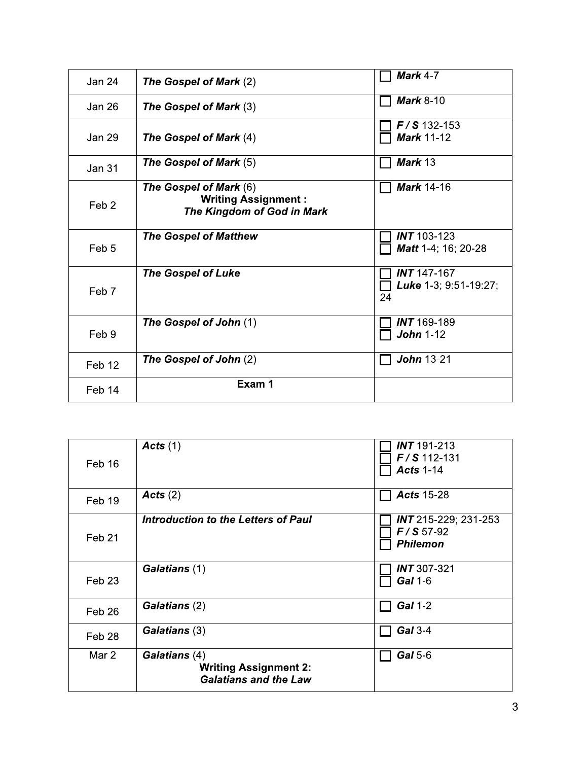| | | |
|---|---|---|
| Jan 24 | ***The Gospel of Mark*** (2) | ☐ ***Mark*** 4-7 |
| Jan 26 | ***The Gospel of Mark*** (3) | ☐ ***Mark*** 8-10 |
| Jan 29 | ***The Gospel of Mark*** (4) | ☐ ***F / S*** 132-153<br>☐ ***Mark*** 11-12 |
| Jan 31 | ***The Gospel of Mark*** (5) | ☐ ***Mark*** 13 |
| Feb 2 | ***The Gospel of Mark*** (6)<br>**Writing Assignment :**<br>***The Kingdom of God in Mark*** | ☐ ***Mark*** 14-16 |
| Feb 5 | ***The Gospel of Matthew*** | ☐ ***INT*** 103-123<br>☐ ***Matt*** 1-4; 16; 20-28 |
| Feb 7 | ***The Gospel of Luke*** | ☐ ***INT*** 147-167<br>☐ ***Luke*** 1-3; 9:51-19:27; 24 |
| Feb 9 | ***The Gospel of John*** (1) | ☐ ***INT*** 169-189<br>☐ ***John*** 1-12 |
| Feb 12 | ***The Gospel of John*** (2) | ☐ ***John*** 13-21 |
| Feb 14 | **Exam 1** | |

| | | |
|---|---|---|
| Feb 16 | ***Acts*** (1) | ☐ ***INT*** 191-213<br>☐ ***F / S*** 112-131<br>☐ ***Acts*** 1-14 |
| Feb 19 | ***Acts*** (2) | ☐ ***Acts*** 15-28 |
| Feb 21 | ***Introduction to the Letters of Paul*** | ☐ ***INT*** 215-229; 231-253<br>☐ ***F / S*** 57-92<br>☐ ***Philemon*** |
| Feb 23 | ***Galatians*** (1) | ☐ ***INT*** 307-321<br>☐ ***Gal*** 1-6 |
| Feb 26 | ***Galatians*** (2) | ☐ ***Gal*** 1-2 |
| Feb 28 | ***Galatians*** (3) | ☐ ***Gal*** 3-4 |
| Mar 2 | ***Galatians*** (4)<br>**Writing Assignment 2:**<br>***Galatians and the Law*** | ☐ ***Gal*** 5-6 |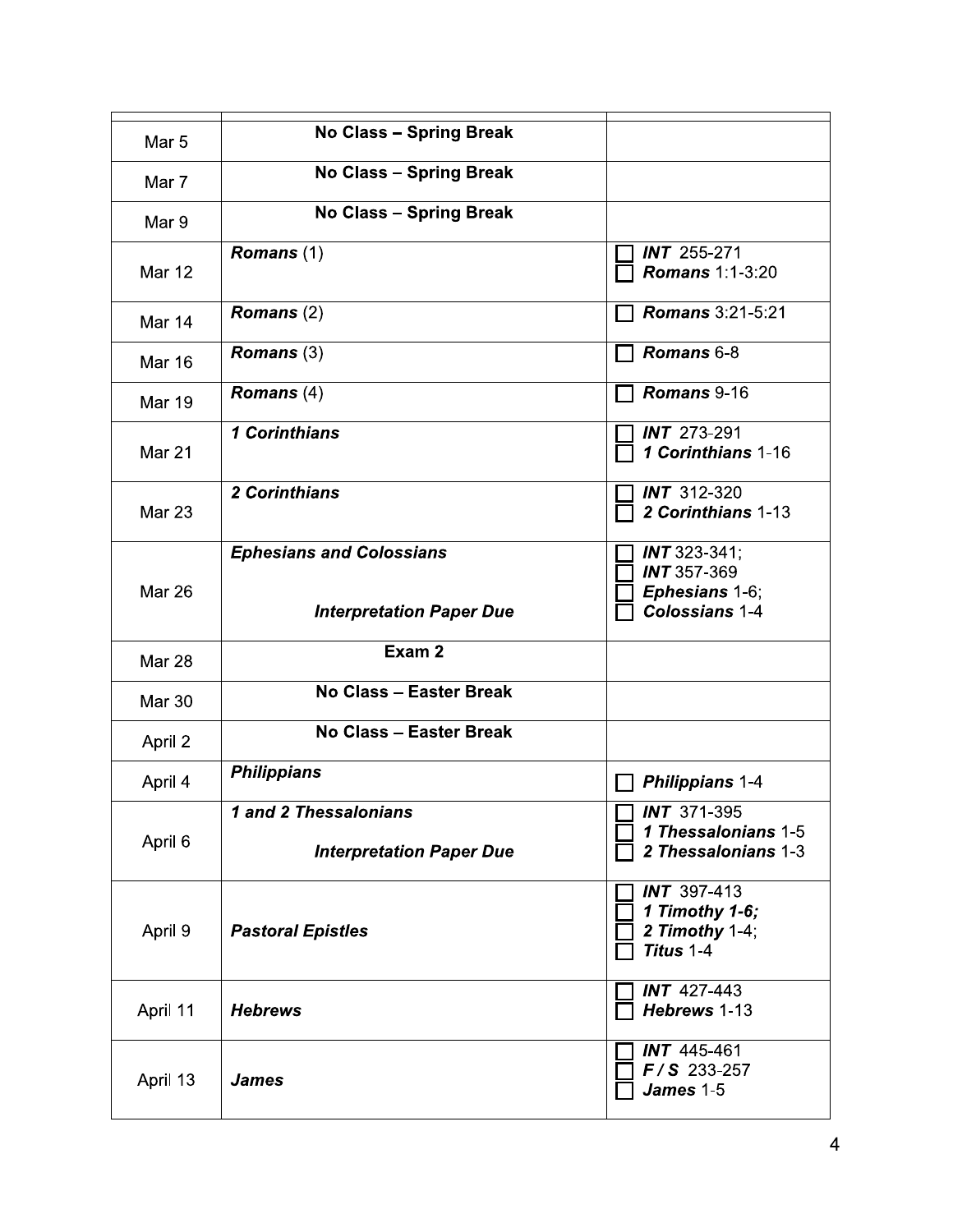| | | |
|---|---|---|
| Mar 5 | **No Class – Spring Break** | |
| Mar 7 | **No Class – Spring Break** | |
| Mar 9 | **No Class – Spring Break** | |
| Mar 12 | ***Romans*** (1) | ☐ ***INT*** 255-271<br>☐ ***Romans*** 1:1-3:20 |
| Mar 14 | ***Romans*** (2) | ☐ ***Romans*** 3:21-5:21 |
| Mar 16 | ***Romans*** (3) | ☐ ***Romans*** 6-8 |
| Mar 19 | ***Romans*** (4) | ☐ ***Romans*** 9-16 |
| Mar 21 | ***1 Corinthians*** | ☐ ***INT*** 273-291<br>☐ ***1 Corinthians*** 1-16 |
| Mar 23 | ***2 Corinthians*** | ☐ ***INT*** 312-320<br>☐ ***2 Corinthians*** 1-13 |
| Mar 26 | ***Ephesians and Colossians***<br><br>***Interpretation Paper Due*** | ☐ ***INT*** 323-341;<br>☐ ***INT*** 357-369<br>☐ ***Ephesians*** 1-6;<br>☐ ***Colossians*** 1-4 |
| Mar 28 | **Exam 2** | |
| Mar 30 | **No Class – Easter Break** | |
| April 2 | **No Class – Easter Break** | |
| April 4 | ***Philippians*** | ☐ ***Philippians*** 1-4 |
| April 6 | ***1 and 2 Thessalonians***<br><br>***Interpretation Paper Due*** | ☐ ***INT*** 371-395<br>☐ ***1 Thessalonians*** 1-5<br>☐ ***2 Thessalonians*** 1-3 |
| April 9 | ***Pastoral Epistles*** | ☐ ***INT*** 397-413<br>☐ ***1 Timothy 1-6;***<br>☐ ***2 Timothy*** 1-4;<br>☐ ***Titus*** 1-4 |
| April 11 | ***Hebrews*** | ☐ ***INT*** 427-443<br>☐ ***Hebrews*** 1-13 |
| April 13 | ***James*** | ☐ ***INT*** 445-461<br>☐ ***F / S*** 233-257<br>☐ ***James*** 1-5 |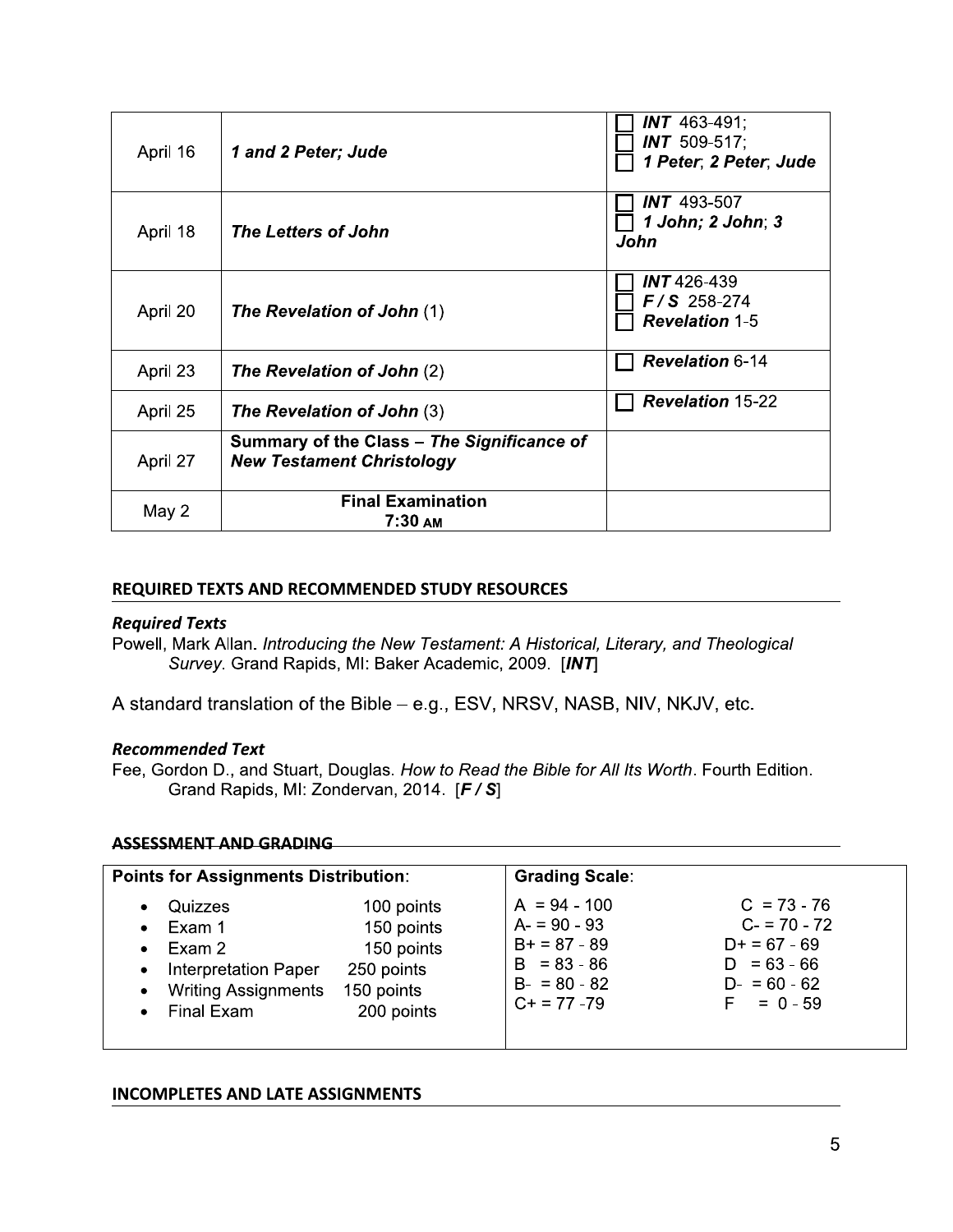| | | |
|---|---|---|
| April 16 | ***1 and 2 Peter; Jude*** | ☐ ***INT*** 463-491; ☐ ***INT*** 509-517; ☐ ***1 Peter*; *2 Peter*; *Jude*** |
| April 18 | ***The Letters of John*** | ☐ ***INT*** 493-507 ☐ ***1 John; 2 John*; *3 John*** |
| April 20 | ***The Revelation of John*** (1) | ☐ ***INT*** 426-439 ☐ ***F / S*** 258-274 ☐ ***Revelation*** 1-5 |
| April 23 | ***The Revelation of John*** (2) | ☐ ***Revelation*** 6-14 |
| April 25 | ***The Revelation of John*** (3) | ☐ ***Revelation*** 15-22 |
| April 27 | **Summary of the Class –** ***The Significance of New Testament Christology*** | |
| May 2 | **Final Examination 7:30 AM** | |

## REQUIRED TEXTS AND RECOMMENDED STUDY RESOURCES

### *Required Texts*

Powell, Mark Allan. *Introducing the New Testament: A Historical, Literary, and Theological Survey*. Grand Rapids, MI: Baker Academic, 2009. [***INT***]

A standard translation of the Bible – e.g., ESV, NRSV, NASB, NIV, NKJV, etc.

### *Recommended Text*

Fee, Gordon D., and Stuart, Douglas. *How to Read the Bible for All Its Worth*. Fourth Edition. Grand Rapids, MI: Zondervan, 2014. [***F / S***]

## ASSESSMENT AND GRADING

| **Points for Assignments Distribution**: | | **Grading Scale**: | |
|---|---|---|---|
| • Quizzes | 100 points | A = 94 - 100 | C = 73 - 76 |
| • Exam 1 | 150 points | A- = 90 - 93 | C- = 70 - 72 |
| • Exam 2 | 150 points | B+ = 87 - 89 | D+ = 67 - 69 |
| • Interpretation Paper | 250 points | B = 83 - 86 | D = 63 - 66 |
| • Writing Assignments | 150 points | B- = 80 - 82 | D- = 60 - 62 |
| • Final Exam | 200 points | C+ = 77 -79 | F = 0 - 59 |

## INCOMPLETES AND LATE ASSIGNMENTS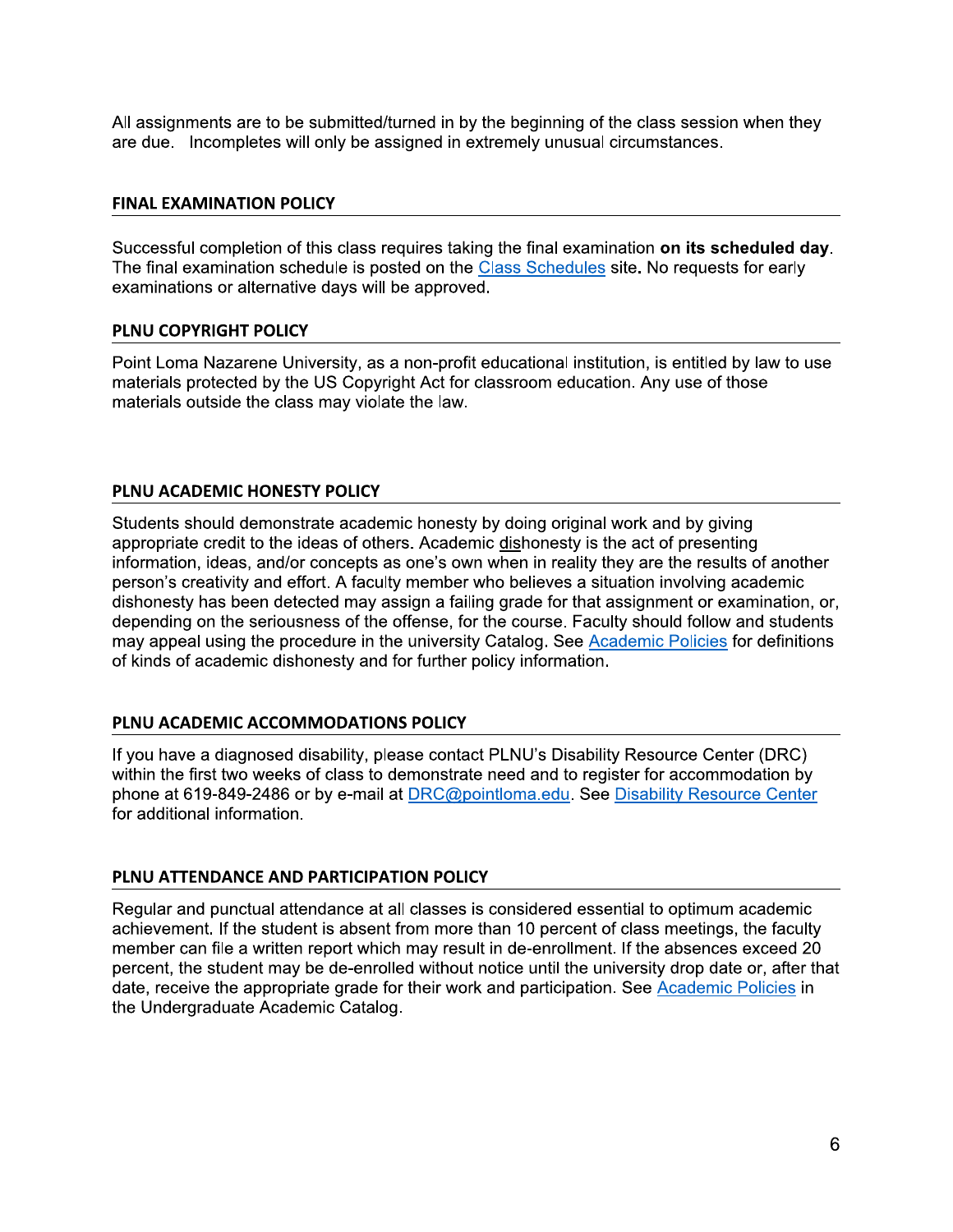All assignments are to be submitted/turned in by the beginning of the class session when they are due. Incompletes will only be assigned in extremely unusual circumstances.

## FINAL EXAMINATION POLICY

Successful completion of this class requires taking the final examination **on its scheduled day**. The final examination schedule is posted on the [Class Schedules](#) site**.** No requests for early examinations or alternative days will be approved.

## PLNU COPYRIGHT POLICY

Point Loma Nazarene University, as a non-profit educational institution, is entitled by law to use materials protected by the US Copyright Act for classroom education. Any use of those materials outside the class may violate the law.

## PLNU ACADEMIC HONESTY POLICY

Students should demonstrate academic honesty by doing original work and by giving appropriate credit to the ideas of others. Academic <u>dis</u>honesty is the act of presenting information, ideas, and/or concepts as one's own when in reality they are the results of another person's creativity and effort. A faculty member who believes a situation involving academic dishonesty has been detected may assign a failing grade for that assignment or examination, or, depending on the seriousness of the offense, for the course. Faculty should follow and students may appeal using the procedure in the university Catalog. See [Academic Policies](#) for definitions of kinds of academic dishonesty and for further policy information.

## PLNU ACADEMIC ACCOMMODATIONS POLICY

If you have a diagnosed disability, please contact PLNU's Disability Resource Center (DRC) within the first two weeks of class to demonstrate need and to register for accommodation by phone at 619-849-2486 or by e-mail at [DRC@pointloma.edu](mailto:DRC@pointloma.edu). See [Disability Resource Center](#) for additional information.

## PLNU ATTENDANCE AND PARTICIPATION POLICY

Regular and punctual attendance at all classes is considered essential to optimum academic achievement. If the student is absent from more than 10 percent of class meetings, the faculty member can file a written report which may result in de-enrollment. If the absences exceed 20 percent, the student may be de-enrolled without notice until the university drop date or, after that date, receive the appropriate grade for their work and participation. See [Academic Policies](#) in the Undergraduate Academic Catalog.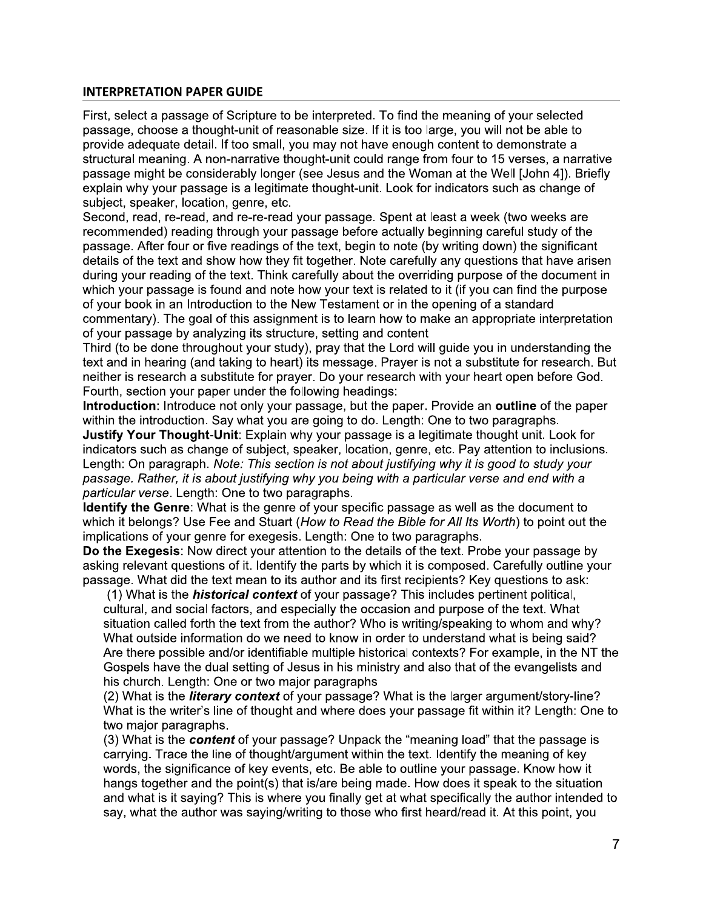## INTERPRETATION PAPER GUIDE

First, select a passage of Scripture to be interpreted. To find the meaning of your selected passage, choose a thought-unit of reasonable size. If it is too large, you will not be able to provide adequate detail. If too small, you may not have enough content to demonstrate a structural meaning. A non-narrative thought-unit could range from four to 15 verses, a narrative passage might be considerably longer (see Jesus and the Woman at the Well [John 4]). Briefly explain why your passage is a legitimate thought-unit. Look for indicators such as change of subject, speaker, location, genre, etc.

Second, read, re-read, and re-re-read your passage. Spent at least a week (two weeks are recommended) reading through your passage before actually beginning careful study of the passage. After four or five readings of the text, begin to note (by writing down) the significant details of the text and show how they fit together. Note carefully any questions that have arisen during your reading of the text. Think carefully about the overriding purpose of the document in which your passage is found and note how your text is related to it (if you can find the purpose of your book in an Introduction to the New Testament or in the opening of a standard commentary). The goal of this assignment is to learn how to make an appropriate interpretation of your passage by analyzing its structure, setting and content

Third (to be done throughout your study), pray that the Lord will guide you in understanding the text and in hearing (and taking to heart) its message. Prayer is not a substitute for research. But neither is research a substitute for prayer. Do your research with your heart open before God.

Fourth, section your paper under the following headings:

**Introduction**: Introduce not only your passage, but the paper. Provide an **outline** of the paper within the introduction. Say what you are going to do. Length: One to two paragraphs.

**Justify Your Thought-Unit**: Explain why your passage is a legitimate thought unit. Look for indicators such as change of subject, speaker, location, genre, etc. Pay attention to inclusions. Length: On paragraph. *Note: This section is not about justifying why it is good to study your passage. Rather, it is about justifying why you being with a particular verse and end with a particular verse*. Length: One to two paragraphs.

**Identify the Genre**: What is the genre of your specific passage as well as the document to which it belongs? Use Fee and Stuart (*How to Read the Bible for All Its Worth*) to point out the implications of your genre for exegesis. Length: One to two paragraphs.

**Do the Exegesis**: Now direct your attention to the details of the text. Probe your passage by asking relevant questions of it. Identify the parts by which it is composed. Carefully outline your passage. What did the text mean to its author and its first recipients? Key questions to ask:

(1) What is the ***historical context*** of your passage? This includes pertinent political, cultural, and social factors, and especially the occasion and purpose of the text. What situation called forth the text from the author? Who is writing/speaking to whom and why? What outside information do we need to know in order to understand what is being said? Are there possible and/or identifiable multiple historical contexts? For example, in the NT the Gospels have the dual setting of Jesus in his ministry and also that of the evangelists and his church. Length: One or two major paragraphs

(2) What is the ***literary context*** of your passage? What is the larger argument/story-line? What is the writer's line of thought and where does your passage fit within it? Length: One to two major paragraphs.

(3) What is the ***content*** of your passage? Unpack the "meaning load" that the passage is carrying. Trace the line of thought/argument within the text. Identify the meaning of key words, the significance of key events, etc. Be able to outline your passage. Know how it hangs together and the point(s) that is/are being made. How does it speak to the situation and what is it saying? This is where you finally get at what specifically the author intended to say, what the author was saying/writing to those who first heard/read it. At this point, you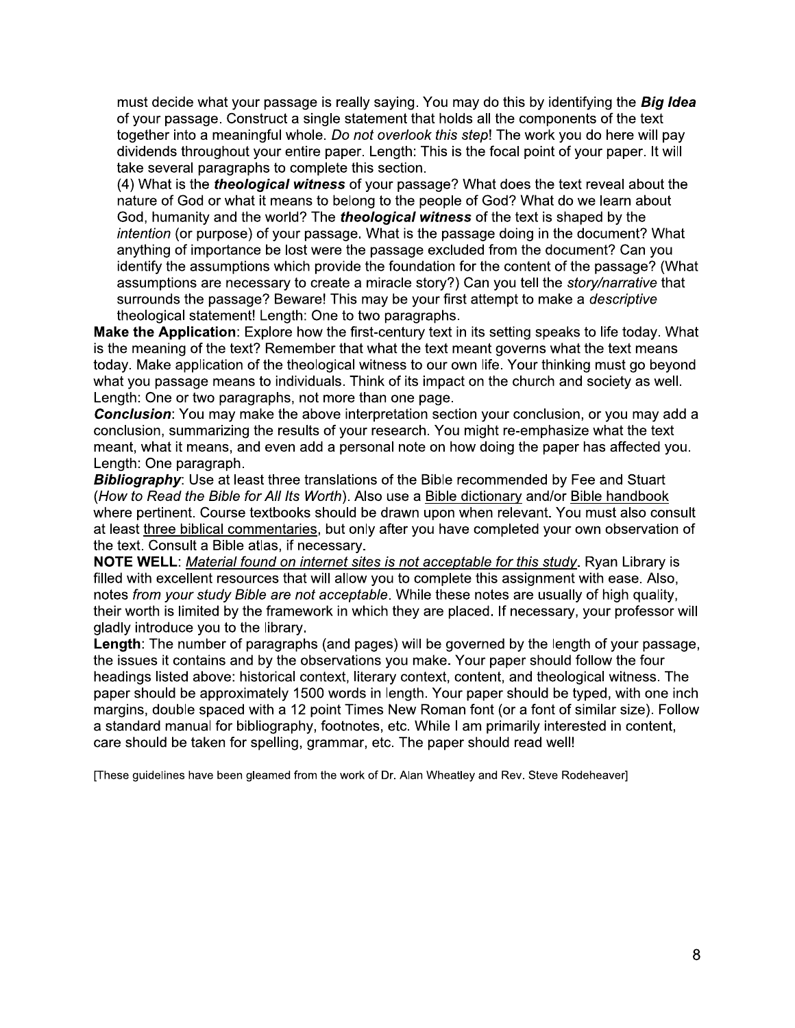must decide what your passage is really saying. You may do this by identifying the ***Big Idea*** of your passage. Construct a single statement that holds all the components of the text together into a meaningful whole. *Do not overlook this step*! The work you do here will pay dividends throughout your entire paper. Length: This is the focal point of your paper. It will take several paragraphs to complete this section.

(4) What is the ***theological witness*** of your passage? What does the text reveal about the nature of God or what it means to belong to the people of God? What do we learn about God, humanity and the world? The ***theological witness*** of the text is shaped by the *intention* (or purpose) of your passage. What is the passage doing in the document? What anything of importance be lost were the passage excluded from the document? Can you identify the assumptions which provide the foundation for the content of the passage? (What assumptions are necessary to create a miracle story?) Can you tell the *story/narrative* that surrounds the passage? Beware! This may be your first attempt to make a *descriptive* theological statement! Length: One to two paragraphs.

**Make the Application**: Explore how the first-century text in its setting speaks to life today. What is the meaning of the text? Remember that what the text meant governs what the text means today. Make application of the theological witness to our own life. Your thinking must go beyond what you passage means to individuals. Think of its impact on the church and society as well. Length: One or two paragraphs, not more than one page.

***Conclusion***: You may make the above interpretation section your conclusion, or you may add a conclusion, summarizing the results of your research. You might re-emphasize what the text meant, what it means, and even add a personal note on how doing the paper has affected you. Length: One paragraph.

***Bibliography***: Use at least three translations of the Bible recommended by Fee and Stuart (*How to Read the Bible for All Its Worth*). Also use a Bible dictionary and/or Bible handbook where pertinent. Course textbooks should be drawn upon when relevant. You must also consult at least three biblical commentaries, but only after you have completed your own observation of the text. Consult a Bible atlas, if necessary.

**NOTE WELL**: *Material found on internet sites is not acceptable for this study*. Ryan Library is filled with excellent resources that will allow you to complete this assignment with ease. Also, notes *from your study Bible are not acceptable*. While these notes are usually of high quality, their worth is limited by the framework in which they are placed. If necessary, your professor will gladly introduce you to the library.

**Length**: The number of paragraphs (and pages) will be governed by the length of your passage, the issues it contains and by the observations you make. Your paper should follow the four headings listed above: historical context, literary context, content, and theological witness. The paper should be approximately 1500 words in length. Your paper should be typed, with one inch margins, double spaced with a 12 point Times New Roman font (or a font of similar size). Follow a standard manual for bibliography, footnotes, etc. While I am primarily interested in content, care should be taken for spelling, grammar, etc. The paper should read well!

[These guidelines have been gleamed from the work of Dr. Alan Wheatley and Rev. Steve Rodeheaver]